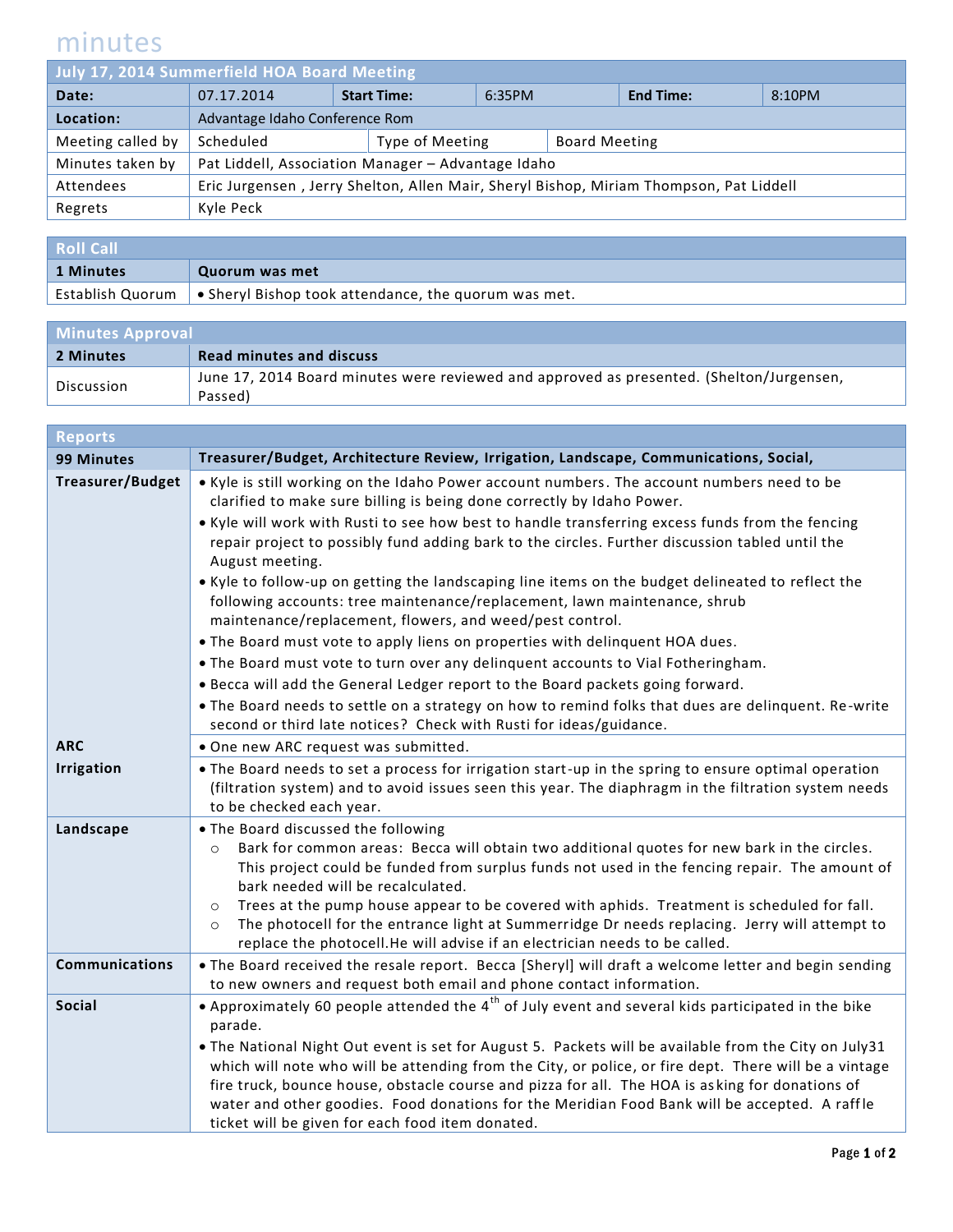# minutes

## July 17, 2014 Summerfield HOA Board Meeting

| Date: | 07.17.2014 | Start Time: | 6:35PM | End Time: | 8:10PM |
|---|---|---|---|---|---|
| Location: | Advantage Idaho Conference Rom | | | | |
| Meeting called by | Scheduled | Type of Meeting | Board Meeting | | |
| Minutes taken by | Pat Liddell, Association Manager – Advantage Idaho | | | | |
| Attendees | Eric Jurgensen , Jerry Shelton, Allen Mair, Sheryl Bishop, Miriam Thompson, Pat Liddell | | | | |
| Regrets | Kyle Peck | | | | |

## Roll Call

| 1 Minutes | Quorum was met |
|---|---|
| Establish Quorum | • Sheryl Bishop took attendance, the quorum was met. |

## Minutes Approval

| 2 Minutes | Read minutes and discuss |
|---|---|
| Discussion | June 17, 2014 Board minutes were reviewed and approved as presented. (Shelton/Jurgensen, Passed) |

## Reports

**99 Minutes** — **Treasurer/Budget, Architecture Review, Irrigation, Landscape, Communications, Social,**

**Treasurer/Budget**

- Kyle is still working on the Idaho Power account numbers. The account numbers need to be clarified to make sure billing is being done correctly by Idaho Power.
- Kyle will work with Rusti to see how best to handle transferring excess funds from the fencing repair project to possibly fund adding bark to the circles. Further discussion tabled until the August meeting.
- Kyle to follow-up on getting the landscaping line items on the budget delineated to reflect the following accounts: tree maintenance/replacement, lawn maintenance, shrub maintenance/replacement, flowers, and weed/pest control.
- The Board must vote to apply liens on properties with delinquent HOA dues.
- The Board must vote to turn over any delinquent accounts to Vial Fotheringham.
- Becca will add the General Ledger report to the Board packets going forward.
- The Board needs to settle on a strategy on how to remind folks that dues are delinquent. Re-write second or third late notices? Check with Rusti for ideas/guidance.

**ARC**

- One new ARC request was submitted.

**Irrigation**

- The Board needs to set a process for irrigation start-up in the spring to ensure optimal operation (filtration system) and to avoid issues seen this year. The diaphragm in the filtration system needs to be checked each year.

**Landscape**

- The Board discussed the following
  - Bark for common areas: Becca will obtain two additional quotes for new bark in the circles. This project could be funded from surplus funds not used in the fencing repair. The amount of bark needed will be recalculated.
  - Trees at the pump house appear to be covered with aphids. Treatment is scheduled for fall.
  - The photocell for the entrance light at Summerridge Dr needs replacing. Jerry will attempt to replace the photocell.He will advise if an electrician needs to be called.

**Communications**

- The Board received the resale report. Becca [Sheryl] will draft a welcome letter and begin sending to new owners and request both email and phone contact information.

**Social**

- Approximately 60 people attended the 4th of July event and several kids participated in the bike parade.
- The National Night Out event is set for August 5. Packets will be available from the City on July31 which will note who will be attending from the City, or police, or fire dept. There will be a vintage fire truck, bounce house, obstacle course and pizza for all. The HOA is asking for donations of water and other goodies. Food donations for the Meridian Food Bank will be accepted. A raffle ticket will be given for each food item donated.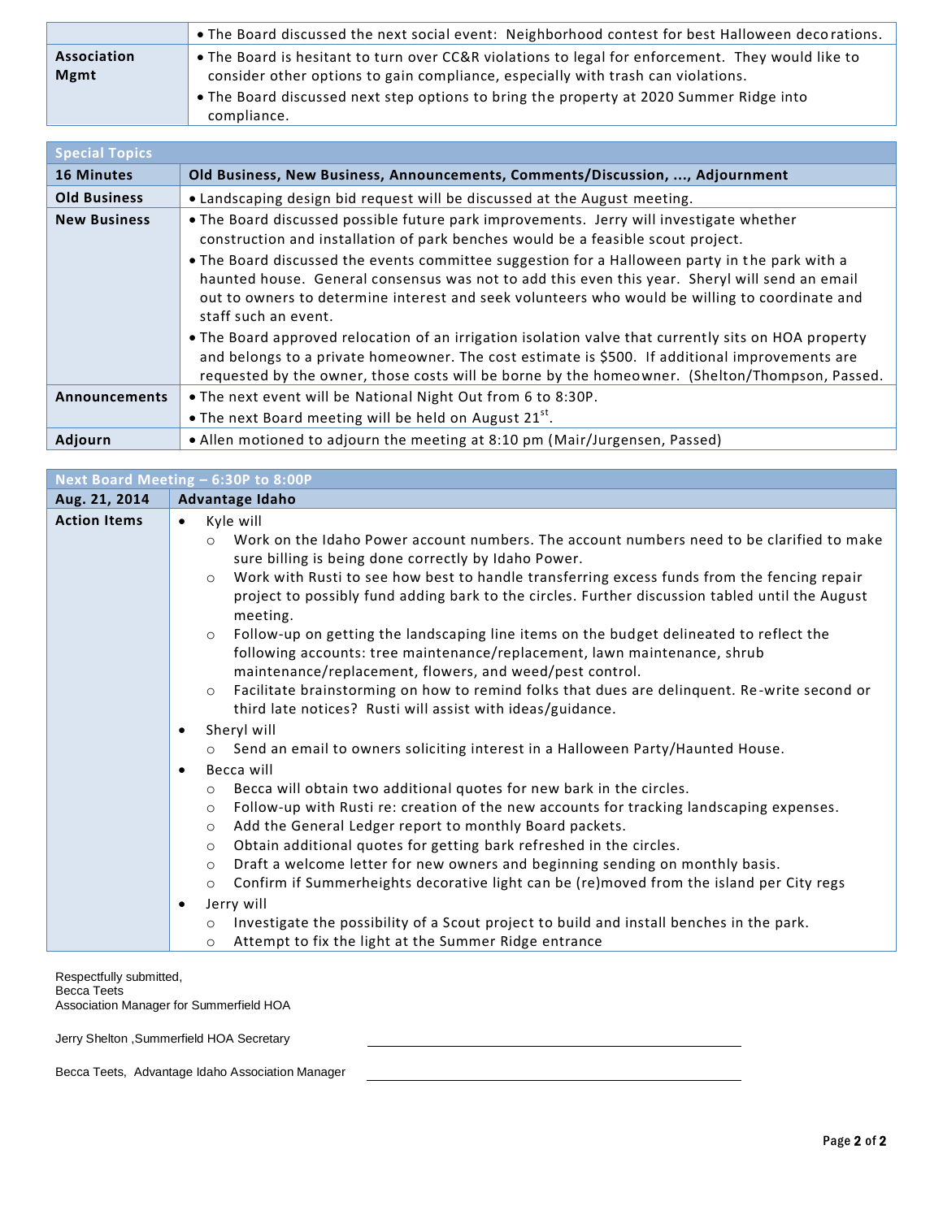| | |
|---|---|
| | • The Board discussed the next social event: Neighborhood contest for best Halloween decorations. |
| **Association Mgmt** | • The Board is hesitant to turn over CC&R violations to legal for enforcement. They would like to consider other options to gain compliance, especially with trash can violations.<br>• The Board discussed next step options to bring the property at 2020 Summer Ridge into compliance. |

| Special Topics | |
|---|---|
| **16 Minutes** | **Old Business, New Business, Announcements, Comments/Discussion, ..., Adjournment** |
| **Old Business** | • Landscaping design bid request will be discussed at the August meeting. |
| **New Business** | • The Board discussed possible future park improvements. Jerry will investigate whether construction and installation of park benches would be a feasible scout project.<br>• The Board discussed the events committee suggestion for a Halloween party in the park with a haunted house. General consensus was not to add this even this year. Sheryl will send an email out to owners to determine interest and seek volunteers who would be willing to coordinate and staff such an event.<br>• The Board approved relocation of an irrigation isolation valve that currently sits on HOA property and belongs to a private homeowner. The cost estimate is $500. If additional improvements are requested by the owner, those costs will be borne by the homeowner. (Shelton/Thompson, Passed. |
| **Announcements** | • The next event will be National Night Out from 6 to 8:30P.<br>• The next Board meeting will be held on August 21st. |
| **Adjourn** | • Allen motioned to adjourn the meeting at 8:10 pm (Mair/Jurgensen, Passed) |

| Next Board Meeting – 6:30P to 8:00P | |
|---|---|
| **Aug. 21, 2014** | **Advantage Idaho** |
| **Action Items** | • Kyle will<br>  ○ Work on the Idaho Power account numbers. The account numbers need to be clarified to make sure billing is being done correctly by Idaho Power.<br>  ○ Work with Rusti to see how best to handle transferring excess funds from the fencing repair project to possibly fund adding bark to the circles. Further discussion tabled until the August meeting.<br>  ○ Follow-up on getting the landscaping line items on the budget delineated to reflect the following accounts: tree maintenance/replacement, lawn maintenance, shrub maintenance/replacement, flowers, and weed/pest control.<br>  ○ Facilitate brainstorming on how to remind folks that dues are delinquent. Re-write second or third late notices? Rusti will assist with ideas/guidance.<br>• Sheryl will<br>  ○ Send an email to owners soliciting interest in a Halloween Party/Haunted House.<br>• Becca will<br>  ○ Becca will obtain two additional quotes for new bark in the circles.<br>  ○ Follow-up with Rusti re: creation of the new accounts for tracking landscaping expenses.<br>  ○ Add the General Ledger report to monthly Board packets.<br>  ○ Obtain additional quotes for getting bark refreshed in the circles.<br>  ○ Draft a welcome letter for new owners and beginning sending on monthly basis.<br>  ○ Confirm if Summerheights decorative light can be (re)moved from the island per City regs<br>• Jerry will<br>  ○ Investigate the possibility of a Scout project to build and install benches in the park.<br>  ○ Attempt to fix the light at the Summer Ridge entrance |

Respectfully submitted,
Becca Teets
Association Manager for Summerfield HOA

Jerry Shelton ,Summerfield HOA Secretary ______________________________

Becca Teets, Advantage Idaho Association Manager ______________________________